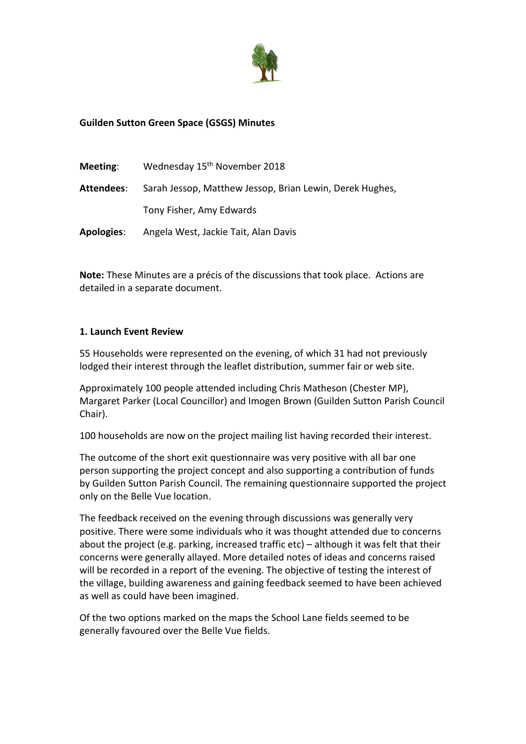**Guilden Sutton Green Space (GSGS) Minutes**

**Meeting**: Wednesday 15th November 2018

**Attendees**: Sarah Jessop, Matthew Jessop, Brian Lewin, Derek Hughes, Tony Fisher, Amy Edwards

**Apologies**: Angela West, Jackie Tait, Alan Davis

**Note:** These Minutes are a précis of the discussions that took place. Actions are detailed in a separate document.

**1. Launch Event Review**

55 Households were represented on the evening, of which 31 had not previously lodged their interest through the leaflet distribution, summer fair or web site.

Approximately 100 people attended including Chris Matheson (Chester MP), Margaret Parker (Local Councillor) and Imogen Brown (Guilden Sutton Parish Council Chair).

100 households are now on the project mailing list having recorded their interest.

The outcome of the short exit questionnaire was very positive with all bar one person supporting the project concept and also supporting a contribution of funds by Guilden Sutton Parish Council. The remaining questionnaire supported the project only on the Belle Vue location.

The feedback received on the evening through discussions was generally very positive. There were some individuals who it was thought attended due to concerns about the project (e.g. parking, increased traffic etc) – although it was felt that their concerns were generally allayed. More detailed notes of ideas and concerns raised will be recorded in a report of the evening. The objective of testing the interest of the village, building awareness and gaining feedback seemed to have been achieved as well as could have been imagined.

Of the two options marked on the maps the School Lane fields seemed to be generally favoured over the Belle Vue fields.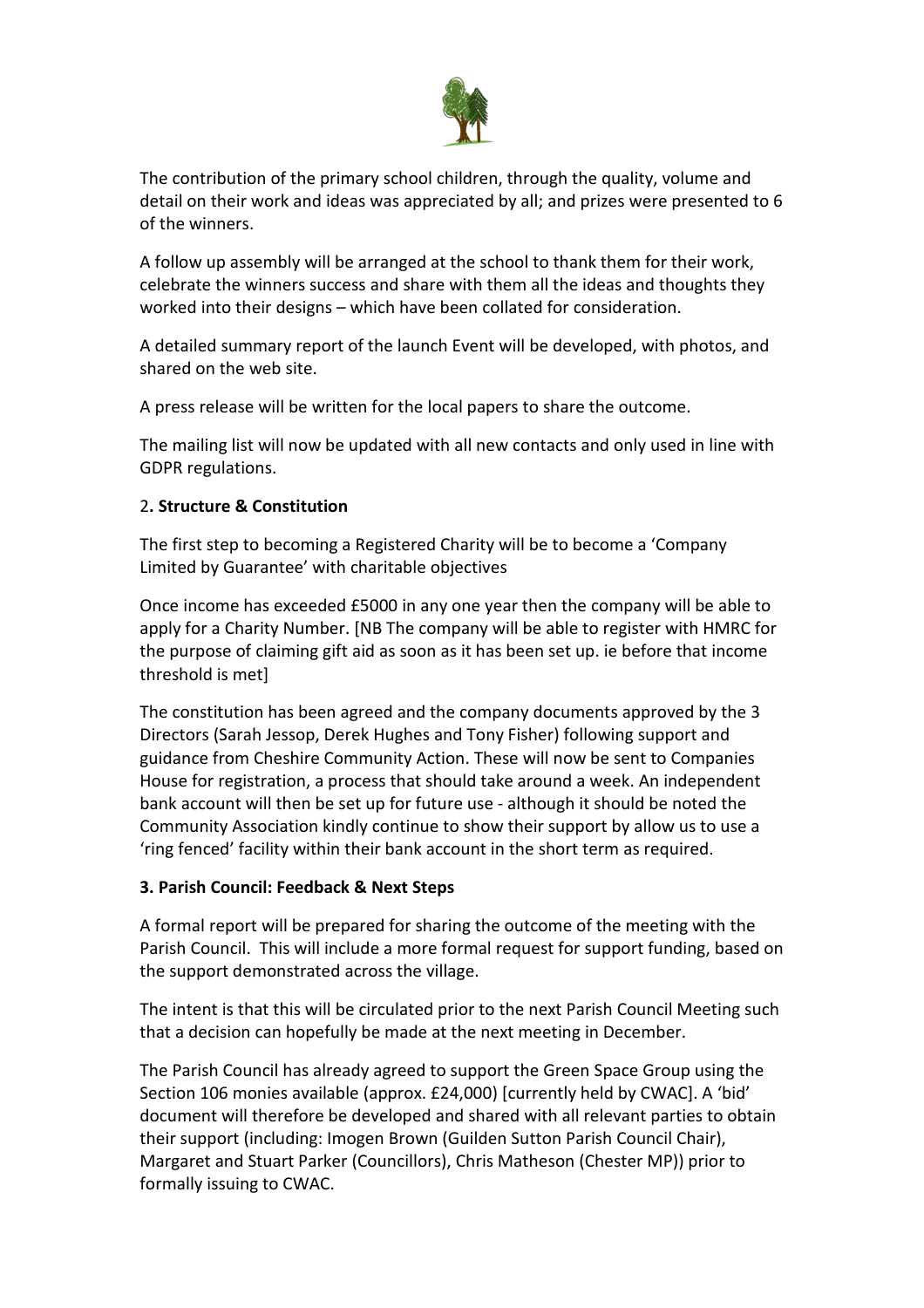The contribution of the primary school children, through the quality, volume and detail on their work and ideas was appreciated by all; and prizes were presented to 6 of the winners.

A follow up assembly will be arranged at the school to thank them for their work, celebrate the winners success and share with them all the ideas and thoughts they worked into their designs – which have been collated for consideration.

A detailed summary report of the launch Event will be developed, with photos, and shared on the web site.

A press release will be written for the local papers to share the outcome.

The mailing list will now be updated with all new contacts and only used in line with GDPR regulations.

### 2. Structure & Constitution

The first step to becoming a Registered Charity will be to become a 'Company Limited by Guarantee' with charitable objectives

Once income has exceeded £5000 in any one year then the company will be able to apply for a Charity Number. [NB The company will be able to register with HMRC for the purpose of claiming gift aid as soon as it has been set up. ie before that income threshold is met]

The constitution has been agreed and the company documents approved by the 3 Directors (Sarah Jessop, Derek Hughes and Tony Fisher) following support and guidance from Cheshire Community Action. These will now be sent to Companies House for registration, a process that should take around a week. An independent bank account will then be set up for future use - although it should be noted the Community Association kindly continue to show their support by allow us to use a 'ring fenced' facility within their bank account in the short term as required.

### 3. Parish Council: Feedback & Next Steps

A formal report will be prepared for sharing the outcome of the meeting with the Parish Council. This will include a more formal request for support funding, based on the support demonstrated across the village.

The intent is that this will be circulated prior to the next Parish Council Meeting such that a decision can hopefully be made at the next meeting in December.

The Parish Council has already agreed to support the Green Space Group using the Section 106 monies available (approx. £24,000) [currently held by CWAC]. A 'bid' document will therefore be developed and shared with all relevant parties to obtain their support (including: Imogen Brown (Guilden Sutton Parish Council Chair), Margaret and Stuart Parker (Councillors), Chris Matheson (Chester MP)) prior to formally issuing to CWAC.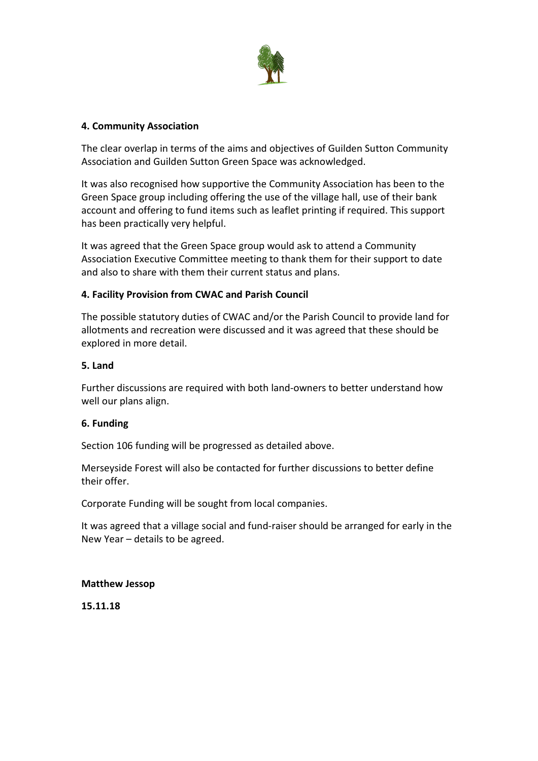**4. Community Association**

The clear overlap in terms of the aims and objectives of Guilden Sutton Community Association and Guilden Sutton Green Space was acknowledged.

It was also recognised how supportive the Community Association has been to the Green Space group including offering the use of the village hall, use of their bank account and offering to fund items such as leaflet printing if required. This support has been practically very helpful.

It was agreed that the Green Space group would ask to attend a Community Association Executive Committee meeting to thank them for their support to date and also to share with them their current status and plans.

**4. Facility Provision from CWAC and Parish Council**

The possible statutory duties of CWAC and/or the Parish Council to provide land for allotments and recreation were discussed and it was agreed that these should be explored in more detail.

**5. Land**

Further discussions are required with both land-owners to better understand how well our plans align.

**6. Funding**

Section 106 funding will be progressed as detailed above.

Merseyside Forest will also be contacted for further discussions to better define their offer.

Corporate Funding will be sought from local companies.

It was agreed that a village social and fund-raiser should be arranged for early in the New Year – details to be agreed.

**Matthew Jessop**

**15.11.18**